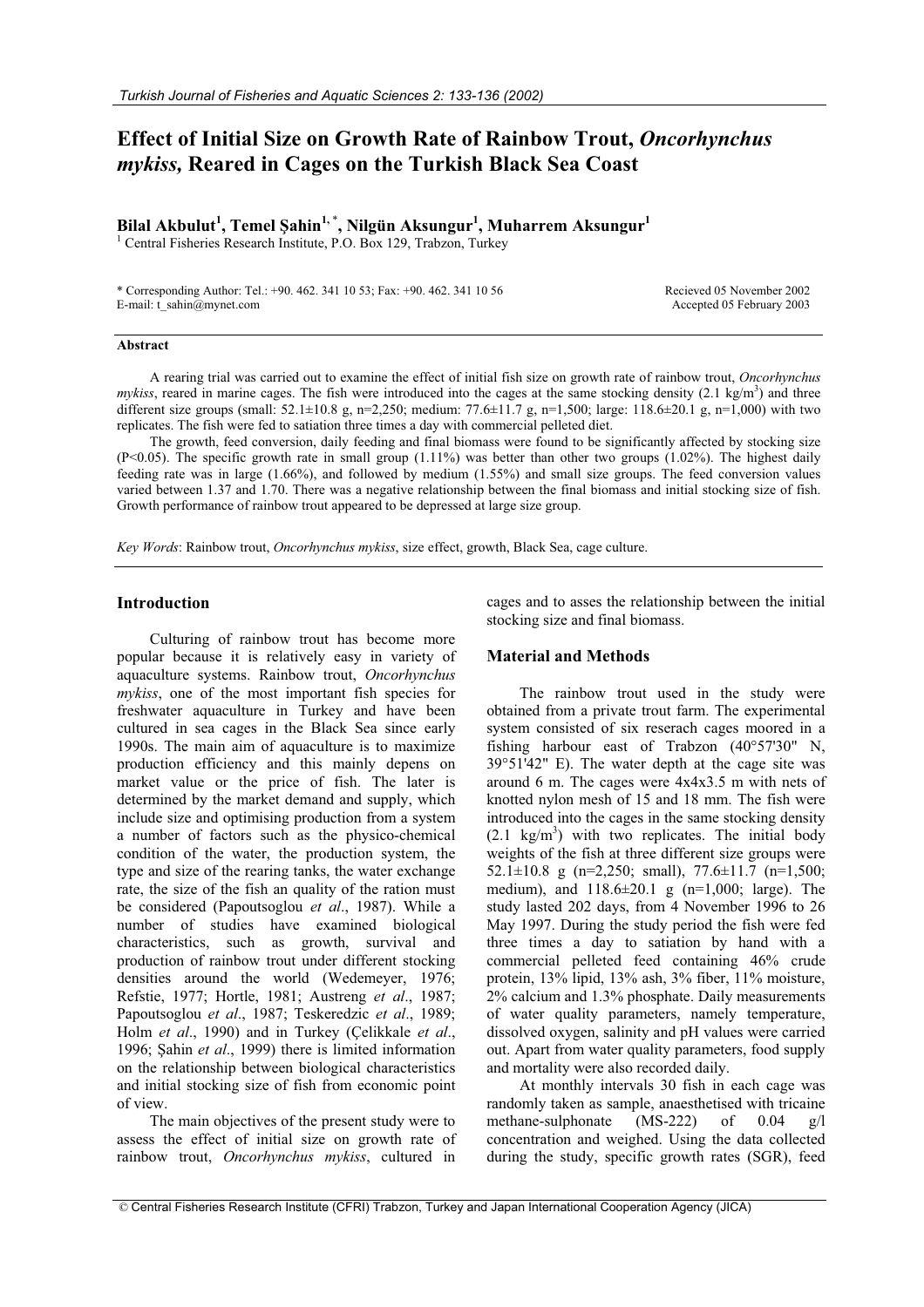# Effect of Initial Size on Growth Rate of Rainbow Trout, *Oncorhynchus mykiss,* Reared in Cages on the Turkish Black Sea Coast

**Bilal Akbulut[1], Temel Şahin[1,*], Nilgün Aksungur[1], Muharrem Aksungur[1]**

[1] Central Fisheries Research Institute, P.O. Box 129, Trabzon, Turkey

\* Corresponding Author: Tel.: +90. 462. 341 10 53; Fax: +90. 462. 341 10 56
E-mail: t_sahin@mynet.com

Recieved 05 November 2002
Accepted 05 February 2003

### Abstract

A rearing trial was carried out to examine the effect of initial fish size on growth rate of rainbow trout, *Oncorhynchus mykiss*, reared in marine cages. The fish were introduced into the cages at the same stocking density (2.1 kg/m$^3$) and three different size groups (small: 52.1±10.8 g, n=2,250; medium: 77.6±11.7 g, n=1,500; large: 118.6±20.1 g, n=1,000) with two replicates. The fish were fed to satiation three times a day with commercial pelleted diet.

The growth, feed conversion, daily feeding and final biomass were found to be significantly affected by stocking size ($P<0.05$). The specific growth rate in small group (1.11%) was better than other two groups (1.02%). The highest daily feeding rate was in large (1.66%), and followed by medium (1.55%) and small size groups. The feed conversion values varied between 1.37 and 1.70. There was a negative relationship between the final biomass and initial stocking size of fish. Growth performance of rainbow trout appeared to be depressed at large size group.

*Key Words*: Rainbow trout, *Oncorhynchus mykiss*, size effect, growth, Black Sea, cage culture.

## Introduction

Culturing of rainbow trout has become more popular because it is relatively easy in variety of aquaculture systems. Rainbow trout, *Oncorhynchus mykiss*, one of the most important fish species for freshwater aquaculture in Turkey and have been cultured in sea cages in the Black Sea since early 1990s. The main aim of aquaculture is to maximize production efficiency and this mainly depens on market value or the price of fish. The later is determined by the market demand and supply, which include size and optimising production from a system a number of factors such as the physico-chemical condition of the water, the production system, the type and size of the rearing tanks, the water exchange rate, the size of the fish an quality of the ration must be considered (Papoutsoglou *et al*., 1987). While a number of studies have examined biological characteristics, such as growth, survival and production of rainbow trout under different stocking densities around the world (Wedemeyer, 1976; Refstie, 1977; Hortle, 1981; Austreng *et al*., 1987; Papoutsoglou *et al*., 1987; Teskeredzic *et al*., 1989; Holm *et al*., 1990) and in Turkey (Çelikkale *et al*., 1996; Şahin *et al*., 1999) there is limited information on the relationship between biological characteristics and initial stocking size of fish from economic point of view.

The main objectives of the present study were to assess the effect of initial size on growth rate of rainbow trout, *Oncorhynchus mykiss*, cultured in cages and to asses the relationship between the initial stocking size and final biomass.

## Material and Methods

The rainbow trout used in the study were obtained from a private trout farm. The experimental system consisted of six reserach cages moored in a fishing harbour east of Trabzon (40°57'30" N, 39°51'42" E). The water depth at the cage site was around 6 m. The cages were 4x4x3.5 m with nets of knotted nylon mesh of 15 and 18 mm. The fish were introduced into the cages in the same stocking density (2.1 kg/m$^3$) with two replicates. The initial body weights of the fish at three different size groups were 52.1±10.8 g (n=2,250; small), 77.6±11.7 (n=1,500; medium), and 118.6±20.1 g (n=1,000; large). The study lasted 202 days, from 4 November 1996 to 26 May 1997. During the study period the fish were fed three times a day to satiation by hand with a commercial pelleted feed containing 46% crude protein, 13% lipid, 13% ash, 3% fiber, 11% moisture, 2% calcium and 1.3% phosphate. Daily measurements of water quality parameters, namely temperature, dissolved oxygen, salinity and pH values were carried out. Apart from water quality parameters, food supply and mortality were also recorded daily.

At monthly intervals 30 fish in each cage was randomly taken as sample, anaesthetised with tricaine methane-sulphonate (MS-222) of 0.04 g/l concentration and weighed. Using the data collected during the study, specific growth rates (SGR), feed

© Central Fisheries Research Institute (CFRI) Trabzon, Turkey and Japan International Cooperation Agency (JICA)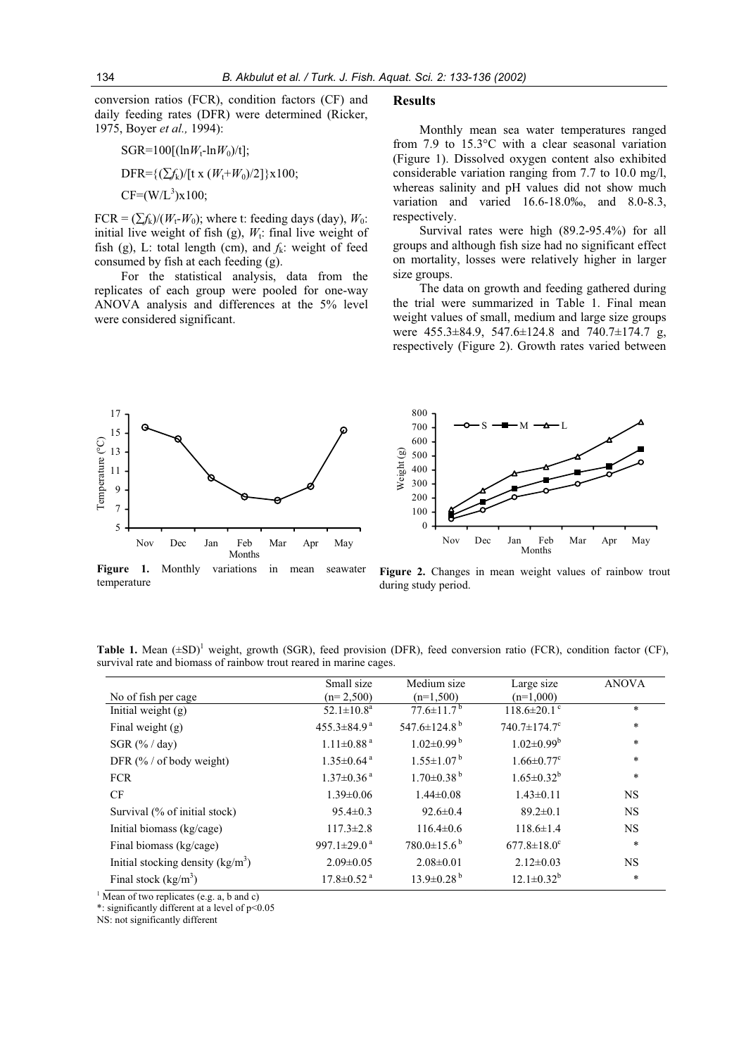conversion ratios (FCR), condition factors (CF) and daily feeding rates (DFR) were determined (Ricker, 1975, Boyer *et al.,* 1994):

$$SGR=100[(\ln W_t-\ln W_0)/t];$$

$$DFR=\{(\sum f_k)/[t \times (W_t+W_0)/2]\}\times 100;$$

$$CF=(W/L^3)\times 100;$$

$FCR = (\sum f_k)/(W_t-W_0)$; where t: feeding days (day), $W_0$: initial live weight of fish (g), $W_t$: final live weight of fish (g), L: total length (cm), and $f_k$: weight of feed consumed by fish at each feeding (g).

For the statistical analysis, data from the replicates of each group were pooled for one-way ANOVA analysis and differences at the 5% level were considered significant.

## Results

Monthly mean sea water temperatures ranged from 7.9 to 15.3°C with a clear seasonal variation (Figure 1). Dissolved oxygen content also exhibited considerable variation ranging from 7.7 to 10.0 mg/l, whereas salinity and pH values did not show much variation and varied 16.6-18.0‰, and 8.0-8.3, respectively.

Survival rates were high (89.2-95.4%) for all groups and although fish size had no significant effect on mortality, losses were relatively higher in larger size groups.

The data on growth and feeding gathered during the trial were summarized in Table 1. Final mean weight values of small, medium and large size groups were 455.3±84.9, 547.6±124.8 and 740.7±174.7 g, respectively (Figure 2). Growth rates varied between

**Figure 1.** Monthly variations in mean seawater temperature

**Figure 2.** Changes in mean weight values of rainbow trout during study period.

**Table 1.** Mean (±SD)[1] weight, growth (SGR), feed provision (DFR), feed conversion ratio (FCR), condition factor (CF), survival rate and biomass of rainbow trout reared in marine cages.

| No of fish per cage | Small size (n= 2,500) | Medium size (n=1,500) | Large size (n=1,000) | ANOVA |
|---|---|---|---|---|
| Initial weight (g) | 52.1±10.8[a] | 77.6±11.7[b] | 118.6±20.1[c] | * |
| Final weight (g) | 455.3±84.9[a] | 547.6±124.8[b] | 740.7±174.7[c] | * |
| SGR (% / day) | 1.11±0.88[a] | 1.02±0.99[b] | 1.02±0.99[b] | * |
| DFR (% / of body weight) | 1.35±0.64[a] | 1.55±1.07[b] | 1.66±0.77[c] | * |
| FCR | 1.37±0.36[a] | 1.70±0.38[b] | 1.65±0.32[b] | * |
| CF | 1.39±0.06 | 1.44±0.08 | 1.43±0.11 | NS |
| Survival (% of initial stock) | 95.4±0.3 | 92.6±0.4 | 89.2±0.1 | NS |
| Initial biomass (kg/cage) | 117.3±2.8 | 116.4±0.6 | 118.6±1.4 | NS |
| Final biomass (kg/cage) | 997.1±29.0[a] | 780.0±15.6[b] | 677.8±18.0[c] | * |
| Initial stocking density (kg/m$^3$) | 2.09±0.05 | 2.08±0.01 | 2.12±0.03 | NS |
| Final stock (kg/m$^3$) | 17.8±0.52[a] | 13.9±0.28[b] | 12.1±0.32[b] | * |

[1] Mean of two replicates (e.g. a, b and c)

*: significantly different at a level of p<0.05

NS: not significantly different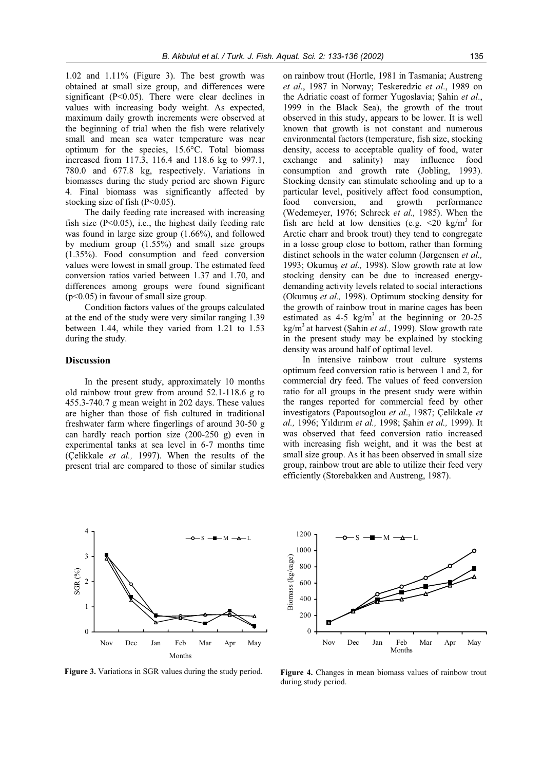1.02 and 1.11% (Figure 3). The best growth was obtained at small size group, and differences were significant ($P<0.05$). There were clear declines in values with increasing body weight. As expected, maximum daily growth increments were observed at the beginning of trial when the fish were relatively small and mean sea water temperature was near optimum for the species, 15.6°C. Total biomass increased from 117.3, 116.4 and 118.6 kg to 997.1, 780.0 and 677.8 kg, respectively. Variations in biomasses during the study period are shown Figure 4. Final biomass was significantly affected by stocking size of fish ($P<0.05$).

The daily feeding rate increased with increasing fish size ($P<0.05$), i.e., the highest daily feeding rate was found in large size group (1.66%), and followed by medium group (1.55%) and small size groups (1.35%). Food consumption and feed conversion values were lowest in small group. The estimated feed conversion ratios varied between 1.37 and 1.70, and differences among groups were found significant ($p<0.05$) in favour of small size group.

Condition factors values of the groups calculated at the end of the study were very similar ranging 1.39 between 1.44, while they varied from 1.21 to 1.53 during the study.

## Discussion

In the present study, approximately 10 months old rainbow trout grew from around 52.1-118.6 g to 455.3-740.7 g mean weight in 202 days. These values are higher than those of fish cultured in traditional freshwater farm where fingerlings of around 30-50 g can hardly reach portion size (200-250 g) even in experimental tanks at sea level in 6-7 months time (Çelikkale *et al.,* 1997). When the results of the present trial are compared to those of similar studies on rainbow trout (Hortle, 1981 in Tasmania; Austreng *et al*., 1987 in Norway; Teskeredzic *et al*., 1989 on the Adriatic coast of former Yugoslavia; Şahin *et al*., 1999 in the Black Sea), the growth of the trout observed in this study, appears to be lower. It is well known that growth is not constant and numerous environmental factors (temperature, fish size, stocking density, access to acceptable quality of food, water exchange and salinity) may influence food consumption and growth rate (Jobling, 1993). Stocking density can stimulate schooling and up to a particular level, positively affect food consumption, food conversion, and growth performance (Wedemeyer, 1976; Schreck *et al.,* 1985). When the fish are held at low densities (e.g. $<20$ kg/m$^3$ for Arctic charr and brook trout) they tend to congregate in a losse group close to bottom, rather than forming distinct schools in the water column (Jørgensen *et al.,* 1993; Okumuş *et al.,* 1998). Slow growth rate at low stocking density can be due to increased energy-demanding activity levels related to social interactions (Okumuş *et al.,* 1998). Optimum stocking density for the growth of rainbow trout in marine cages has been estimated as 4-5 kg/m$^3$ at the beginning or 20-25 kg/m$^3$ at harvest (Şahin *et al.,* 1999). Slow growth rate in the present study may be explained by stocking density was around half of optimal level.

In intensive rainbow trout culture systems optimum feed conversion ratio is between 1 and 2, for commercial dry feed. The values of feed conversion ratio for all groups in the present study were within the ranges reported for commercial feed by other investigators (Papoutsoglou *et al*., 1987; Çelikkale *et al.,* 1996; Yıldırım *et al.,* 1998; Şahin *et al.,* 1999). It was observed that feed conversion ratio increased with increasing fish weight, and it was the best at small size group. As it has been observed in small size group, rainbow trout are able to utilize their feed very efficiently (Storebakken and Austreng, 1987).

**Figure 3.** Variations in SGR values during the study period.

**Figure 4.** Changes in mean biomass values of rainbow trout during study period.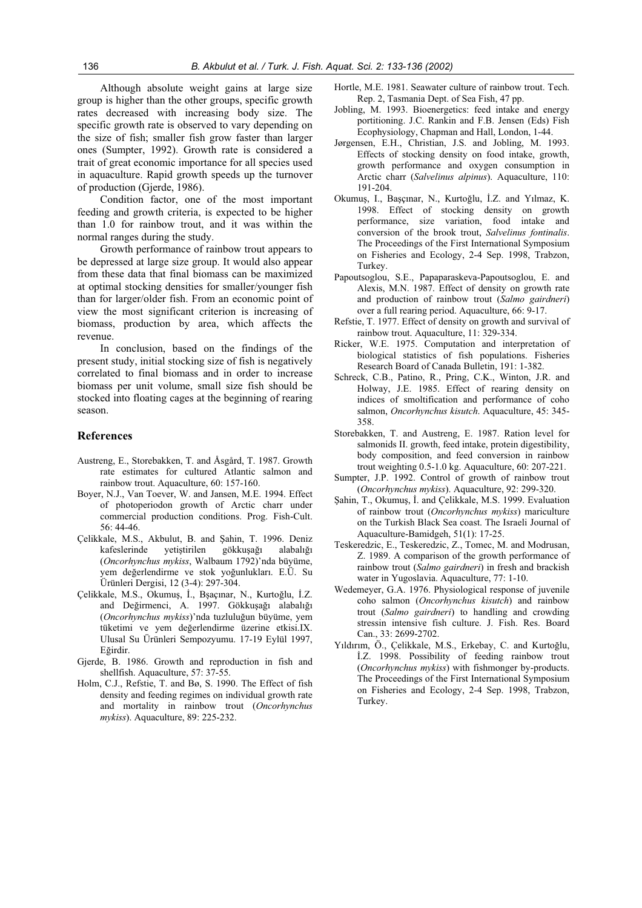Although absolute weight gains at large size group is higher than the other groups, specific growth rates decreased with increasing body size. The specific growth rate is observed to vary depending on the size of fish; smaller fish grow faster than larger ones (Sumpter, 1992). Growth rate is considered a trait of great economic importance for all species used in aquaculture. Rapid growth speeds up the turnover of production (Gjerde, 1986).

Condition factor, one of the most important feeding and growth criteria, is expected to be higher than 1.0 for rainbow trout, and it was within the normal ranges during the study.

Growth performance of rainbow trout appears to be depressed at large size group. It would also appear from these data that final biomass can be maximized at optimal stocking densities for smaller/younger fish than for larger/older fish. From an economic point of view the most significant criterion is increasing of biomass, production by area, which affects the revenue.

In conclusion, based on the findings of the present study, initial stocking size of fish is negatively correlated to final biomass and in order to increase biomass per unit volume, small size fish should be stocked into floating cages at the beginning of rearing season.

## References

Austreng, E., Storebakken, T. and Åsgård, T. 1987. Growth rate estimates for cultured Atlantic salmon and rainbow trout. Aquaculture, 60: 157-160.

Boyer, N.J., Van Toever, W. and Jansen, M.E. 1994. Effect of photoperiodon growth of Arctic charr under commercial production conditions. Prog. Fish-Cult. 56: 44-46.

Çelikkale, M.S., Akbulut, B. and Şahin, T. 1996. Deniz kafeslerinde yetiştirilen gökkuşağı alabalığı (*Oncorhynchus mykiss*, Walbaum 1792)'nda büyüme, yem değerlendirme ve stok yoğunlukları. E.Ü. Su Ürünleri Dergisi, 12 (3-4): 297-304.

Çelikkale, M.S., Okumuş, İ., Bşaçınar, N., Kurtoğlu, İ.Z. and Değirmenci, A. 1997. Gökkuşağı alabalığı (*Oncorhynchus mykiss*)'nda tuzluluğun büyüme, yem tüketimi ve yem değerlendirme üzerine etkisi.IX. Ulusal Su Ürünleri Sempozyumu. 17-19 Eylül 1997, Eğirdir.

Gjerde, B. 1986. Growth and reproduction in fish and shellfish. Aquaculture, 57: 37-55.

Holm, C.J., Refstie, T. and Bø, S. 1990. The Effect of fish density and feeding regimes on individual growth rate and mortality in rainbow trout (*Oncorhynchus mykiss*). Aquaculture, 89: 225-232.

Hortle, M.E. 1981. Seawater culture of rainbow trout. Tech. Rep. 2, Tasmania Dept. of Sea Fish, 47 pp.

Jobling, M. 1993. Bioenergetics: feed intake and energy portitioning. J.C. Rankin and F.B. Jensen (Eds) Fish Ecophysiology, Chapman and Hall, London, 1-44.

Jørgensen, E.H., Christian, J.S. and Jobling, M. 1993. Effects of stocking density on food intake, growth, growth performance and oxygen consumption in Arctic charr (*Salvelinus alpinus*). Aquaculture, 110: 191-204.

Okumuş, I., Başçınar, N., Kurtoğlu, İ.Z. and Yılmaz, K. 1998. Effect of stocking density on growth performance, size variation, food intake and conversion of the brook trout, *Salvelinus fontinalis*. The Proceedings of the First International Symposium on Fisheries and Ecology, 2-4 Sep. 1998, Trabzon, Turkey.

Papoutsoglou, S.E., Papaparaskeva-Papoutsoglou, E. and Alexis, M.N. 1987. Effect of density on growth rate and production of rainbow trout (*Salmo gairdneri*) over a full rearing period. Aquaculture, 66: 9-17.

Refstie, T. 1977. Effect of density on growth and survival of rainbow trout. Aquaculture, 11: 329-334.

Ricker, W.E. 1975. Computation and interpretation of biological statistics of fish populations. Fisheries Research Board of Canada Bulletin, 191: 1-382.

Schreck, C.B., Patino, R., Pring, C.K., Winton, J.R. and Holway, J.E. 1985. Effect of rearing density on indices of smoltification and performance of coho salmon, *Oncorhynchus kisutch*. Aquaculture, 45: 345-358.

Storebakken, T. and Austreng, E. 1987. Ration level for salmonids II. growth, feed intake, protein digestibility, body composition, and feed conversion in rainbow trout weighting 0.5-1.0 kg. Aquaculture, 60: 207-221.

Sumpter, J.P. 1992. Control of growth of rainbow trout (*Oncorhynchus mykiss*). Aquaculture, 92: 299-320.

Şahin, T., Okumuş, İ. and Çelikkale, M.S. 1999. Evaluation of rainbow trout (*Oncorhynchus mykiss*) mariculture on the Turkish Black Sea coast. The Israeli Journal of Aquaculture-Bamidgeh, 51(1): 17-25.

Teskeredzic, E., Teskeredzic, Z., Tomec, M. and Modrusan, Z. 1989. A comparison of the growth performance of rainbow trout (*Salmo gairdneri*) in fresh and brackish water in Yugoslavia. Aquaculture, 77: 1-10.

Wedemeyer, G.A. 1976. Physiological response of juvenile coho salmon (*Oncorhynchus kisutch*) and rainbow trout (*Salmo gairdneri*) to handling and crowding stressin intensive fish culture. J. Fish. Res. Board Can., 33: 2699-2702.

Yıldırım, Ö., Çelikkale, M.S., Erkebay, C. and Kurtoğlu, İ.Z. 1998. Possibility of feeding rainbow trout (*Oncorhynchus mykiss*) with fishmonger by-products. The Proceedings of the First International Symposium on Fisheries and Ecology, 2-4 Sep. 1998, Trabzon, Turkey.